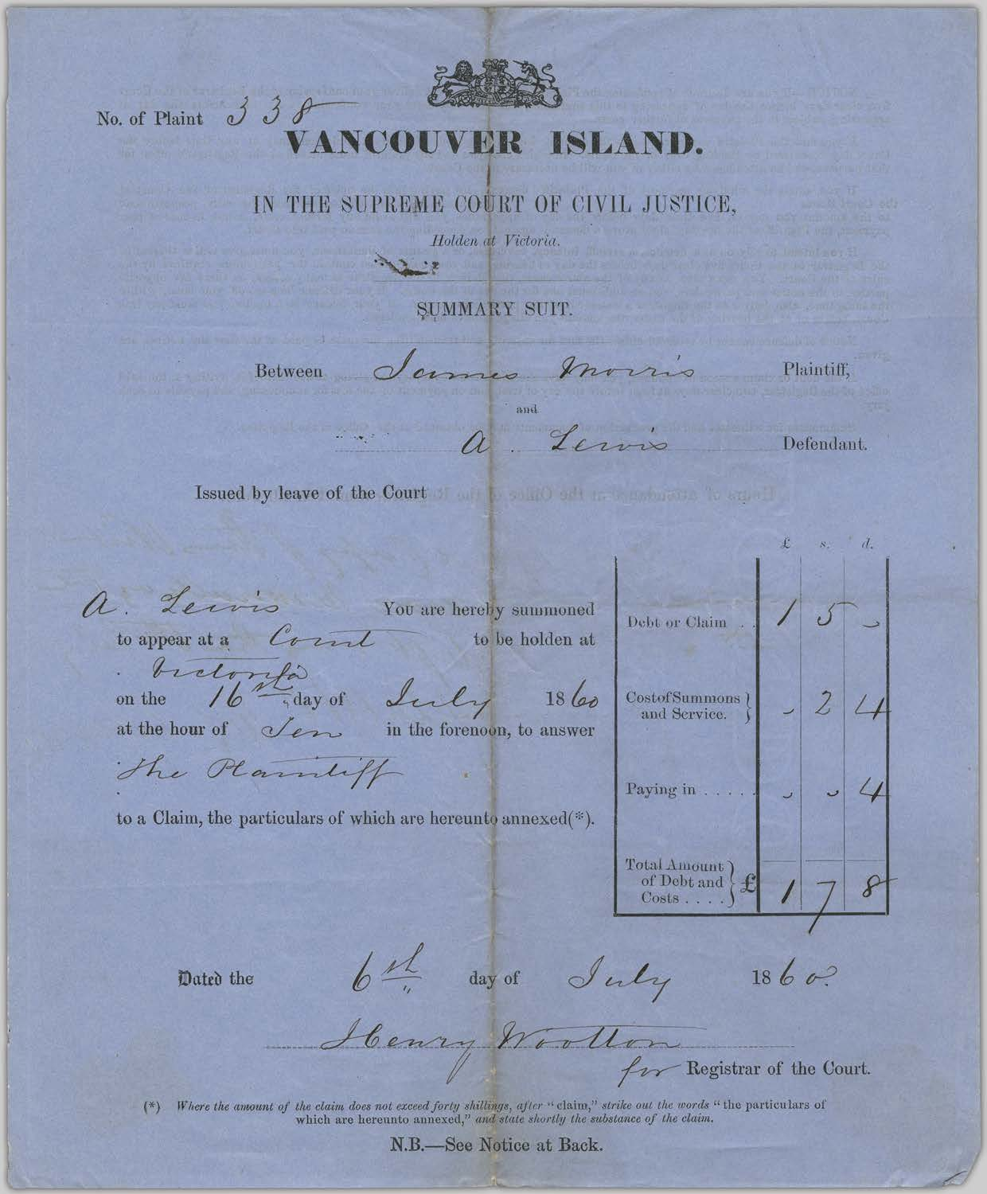No. of Plaint 338

# VANCOUVER ISLAND.

## IN THE SUPREME COURT OF CIVIL JUSTICE,

*Holden at Victoria.*

### SUMMARY SUIT.

Between James Morris Plaintiff,

and

A. Lewis Defendant.

Issued by leave of the Court

A. Lewis You are hereby summoned to appear at a Court to be holden at Victoria on the 16th day of July 1860 at the hour of Ten in the forenoon, to answer the Plaintiff to a Claim, the particulars of which are hereunto annexed(*).

| | £ | s. | d. |
|---|---|---|---|
| Debt or Claim | 1 | 5 | - |
| Cost of Summons and Service. | - | 2 | 4 |
| Paying in | - | - | 4 |
| Total Amount of Debt and Costs £ | 1 | 7 | 8 |

Dated the 6th day of July 1860.

Henry Wootton
for Registrar of the Court.

(*) *Where the amount of the claim does not exceed forty shillings, after "claim," strike out the words* "the particulars of which are hereunto annexed," *and state shortly the substance of the claim.*

N.B.—See Notice at Back.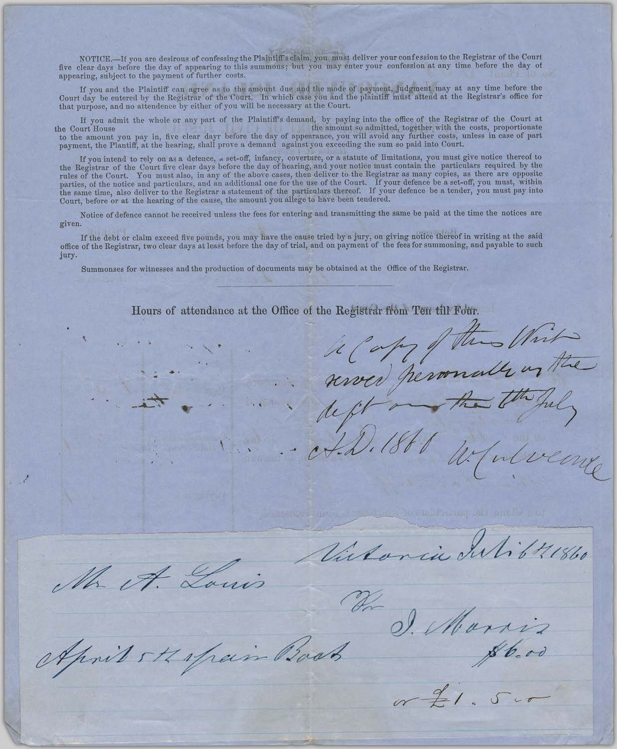NOTICE.—If you are desirous of confessing the Plaintiff's claim, you must deliver your confession to the Registrar of the Court five clear days before the day of appearing to this summons; but you may enter your confession at any time before the day of appearing, subject to the payment of further costs.

If you and the Plaintiff can agree as to the amount due and the mode of payment, judgment may at any time before the Court day be entered by the Registrar of the Court. In which case you and the plaintiff must attend at the Registrar's office for that purpose, and no attendence by either of you will be necessary at the Court.

If you admit the whole or any part of the Plaintiff's demand, by paying into the office of the Registrar of the Court at the Court House the amount so admitted, together with the costs, proportionate to the amount you pay in, five clear dayr before the day of appearance, you will avoid any further costs, unless in case of part payment, the Plantiff, at the hearing, shall prove a demand against you exceeding the sum so paid into Court.

If you intend to rely on as a defence, a set-off, infancy, coverture, or a statute of limitations, you must give notice thereof to the Registrar of the Court five clear days before the day of hearing, and your notice must contain the particulars required by the rules of the Court. You must also, in any of the above cases, then deliver to the Registrar as many copies, as there are opposite parties, of the notice and particulars, and an additional one for the use of the Court. If your defence be a set-off, you must, within the same time, also deliver to the Registrar a statement of the particulars thereof. If your defence be a tender, you must pay into Court, before or at the hearing of the cause, the amount you allege to have been tendered.

Notice of defence cannot be received unless the fees for entering and transmitting the same be paid at the time the notices are given.

If the debt or claim exceed five pounds, you may have the cause tried by a jury, on giving notice thereof in writing at the said office of the Registrar, two clear days at least before the day of trial, and on payment of the fees for summoning, and payable to such jury.

Summonses for witnesses and the production of documents may be obtained at the Office of the Registrar.

---

**Hours of attendance at the Office of the Registrar from Ten till Four.**

A Copy of this Writ served personally on the deft on the 6th July A.D. 1860 W. Culvecove

---

Victoria July 6th 1860

Mr A. Louis

To I. Morris

April 5th 1 pair Boots $6.00

or £1.5.0